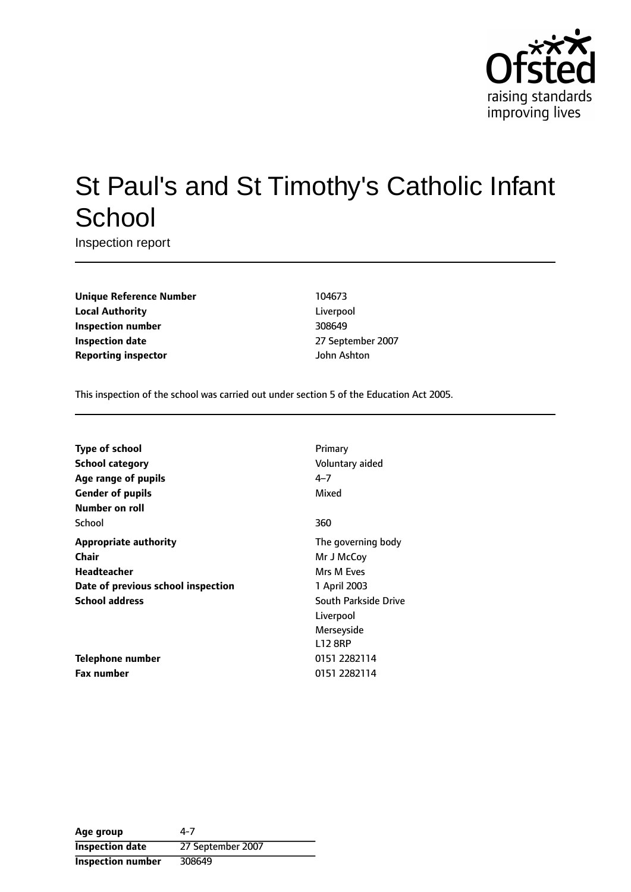# St Paul's and St Timothy's Catholic Infant School

Inspection report

| | |
|---|---|
| **Unique Reference Number** | 104673 |
| **Local Authority** | Liverpool |
| **Inspection number** | 308649 |
| **Inspection date** | 27 September 2007 |
| **Reporting inspector** | John Ashton |

This inspection of the school was carried out under section 5 of the Education Act 2005.

| | |
|---|---|
| **Type of school** | Primary |
| **School category** | Voluntary aided |
| **Age range of pupils** | 4–7 |
| **Gender of pupils** | Mixed |
| **Number on roll** | |
| School | 360 |
| **Appropriate authority** | The governing body |
| **Chair** | Mr J McCoy |
| **Headteacher** | Mrs M Eves |
| **Date of previous school inspection** | 1 April 2003 |
| **School address** | South Parkside Drive<br>Liverpool<br>Merseyside<br>L12 8RP |
| **Telephone number** | 0151 2282114 |
| **Fax number** | 0151 2282114 |

| | |
|---|---|
| **Age group** | 4-7 |
| **Inspection date** | 27 September 2007 |
| **Inspection number** | 308649 |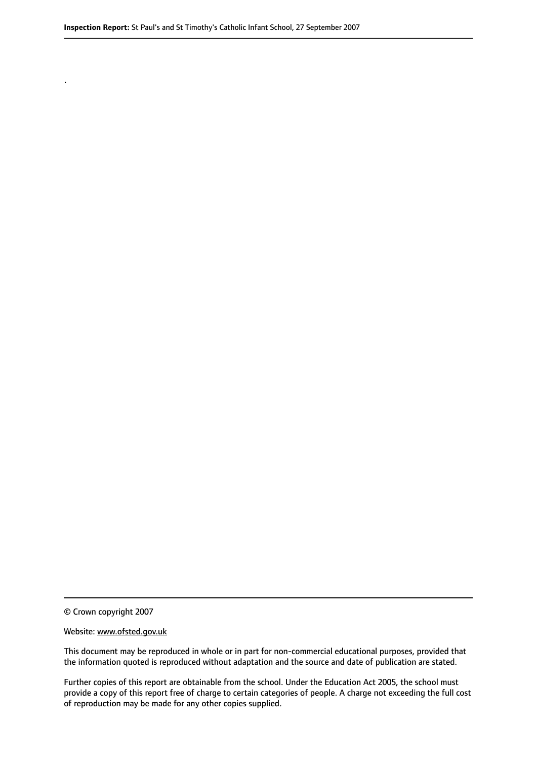.

© Crown copyright 2007

Website: www.ofsted.gov.uk

This document may be reproduced in whole or in part for non-commercial educational purposes, provided that the information quoted is reproduced without adaptation and the source and date of publication are stated.

Further copies of this report are obtainable from the school. Under the Education Act 2005, the school must provide a copy of this report free of charge to certain categories of people. A charge not exceeding the full cost of reproduction may be made for any other copies supplied.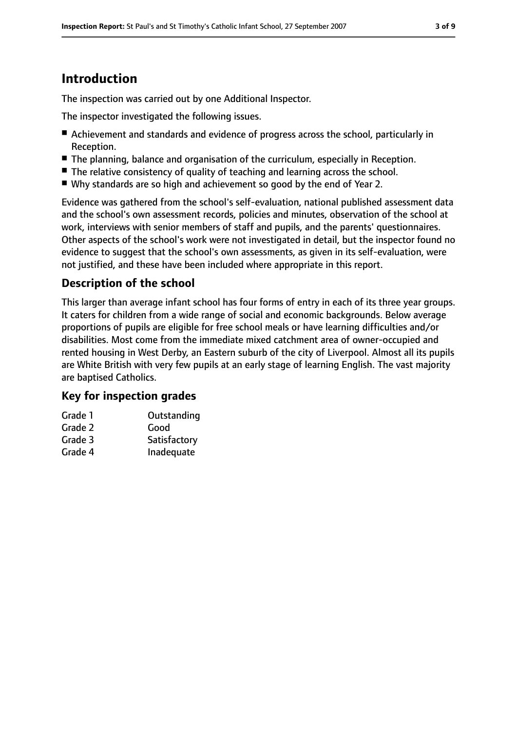## Introduction

The inspection was carried out by one Additional Inspector.

The inspector investigated the following issues.

- Achievement and standards and evidence of progress across the school, particularly in Reception.
- The planning, balance and organisation of the curriculum, especially in Reception.
- The relative consistency of quality of teaching and learning across the school.
- Why standards are so high and achievement so good by the end of Year 2.

Evidence was gathered from the school's self-evaluation, national published assessment data and the school's own assessment records, policies and minutes, observation of the school at work, interviews with senior members of staff and pupils, and the parents' questionnaires. Other aspects of the school's work were not investigated in detail, but the inspector found no evidence to suggest that the school's own assessments, as given in its self-evaluation, were not justified, and these have been included where appropriate in this report.

### Description of the school

This larger than average infant school has four forms of entry in each of its three year groups. It caters for children from a wide range of social and economic backgrounds. Below average proportions of pupils are eligible for free school meals or have learning difficulties and/or disabilities. Most come from the immediate mixed catchment area of owner-occupied and rented housing in West Derby, an Eastern suburb of the city of Liverpool. Almost all its pupils are White British with very few pupils at an early stage of learning English. The vast majority are baptised Catholics.

### Key for inspection grades

| | |
|---|---|
| Grade 1 | Outstanding |
| Grade 2 | Good |
| Grade 3 | Satisfactory |
| Grade 4 | Inadequate |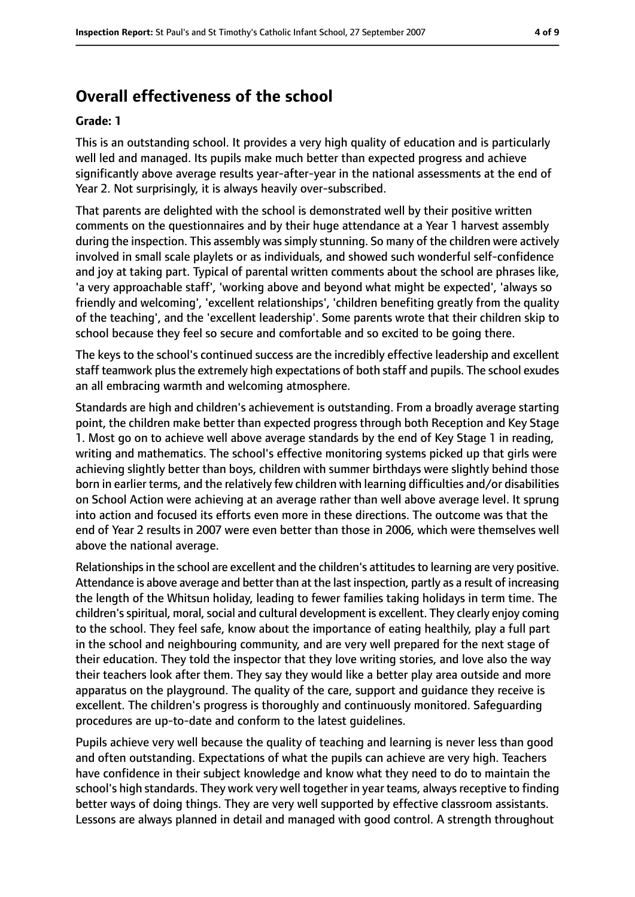## Overall effectiveness of the school

**Grade: 1**

This is an outstanding school. It provides a very high quality of education and is particularly well led and managed. Its pupils make much better than expected progress and achieve significantly above average results year-after-year in the national assessments at the end of Year 2. Not surprisingly, it is always heavily over-subscribed.

That parents are delighted with the school is demonstrated well by their positive written comments on the questionnaires and by their huge attendance at a Year 1 harvest assembly during the inspection. This assembly was simply stunning. So many of the children were actively involved in small scale playlets or as individuals, and showed such wonderful self-confidence and joy at taking part. Typical of parental written comments about the school are phrases like, 'a very approachable staff', 'working above and beyond what might be expected', 'always so friendly and welcoming', 'excellent relationships', 'children benefiting greatly from the quality of the teaching', and the 'excellent leadership'. Some parents wrote that their children skip to school because they feel so secure and comfortable and so excited to be going there.

The keys to the school's continued success are the incredibly effective leadership and excellent staff teamwork plus the extremely high expectations of both staff and pupils. The school exudes an all embracing warmth and welcoming atmosphere.

Standards are high and children's achievement is outstanding. From a broadly average starting point, the children make better than expected progress through both Reception and Key Stage 1. Most go on to achieve well above average standards by the end of Key Stage 1 in reading, writing and mathematics. The school's effective monitoring systems picked up that girls were achieving slightly better than boys, children with summer birthdays were slightly behind those born in earlier terms, and the relatively few children with learning difficulties and/or disabilities on School Action were achieving at an average rather than well above average level. It sprung into action and focused its efforts even more in these directions. The outcome was that the end of Year 2 results in 2007 were even better than those in 2006, which were themselves well above the national average.

Relationships in the school are excellent and the children's attitudes to learning are very positive. Attendance is above average and better than at the last inspection, partly as a result of increasing the length of the Whitsun holiday, leading to fewer families taking holidays in term time. The children's spiritual, moral, social and cultural development is excellent. They clearly enjoy coming to the school. They feel safe, know about the importance of eating healthily, play a full part in the school and neighbouring community, and are very well prepared for the next stage of their education. They told the inspector that they love writing stories, and love also the way their teachers look after them. They say they would like a better play area outside and more apparatus on the playground. The quality of the care, support and guidance they receive is excellent. The children's progress is thoroughly and continuously monitored. Safeguarding procedures are up-to-date and conform to the latest guidelines.

Pupils achieve very well because the quality of teaching and learning is never less than good and often outstanding. Expectations of what the pupils can achieve are very high. Teachers have confidence in their subject knowledge and know what they need to do to maintain the school's high standards. They work very well together in year teams, always receptive to finding better ways of doing things. They are very well supported by effective classroom assistants. Lessons are always planned in detail and managed with good control. A strength throughout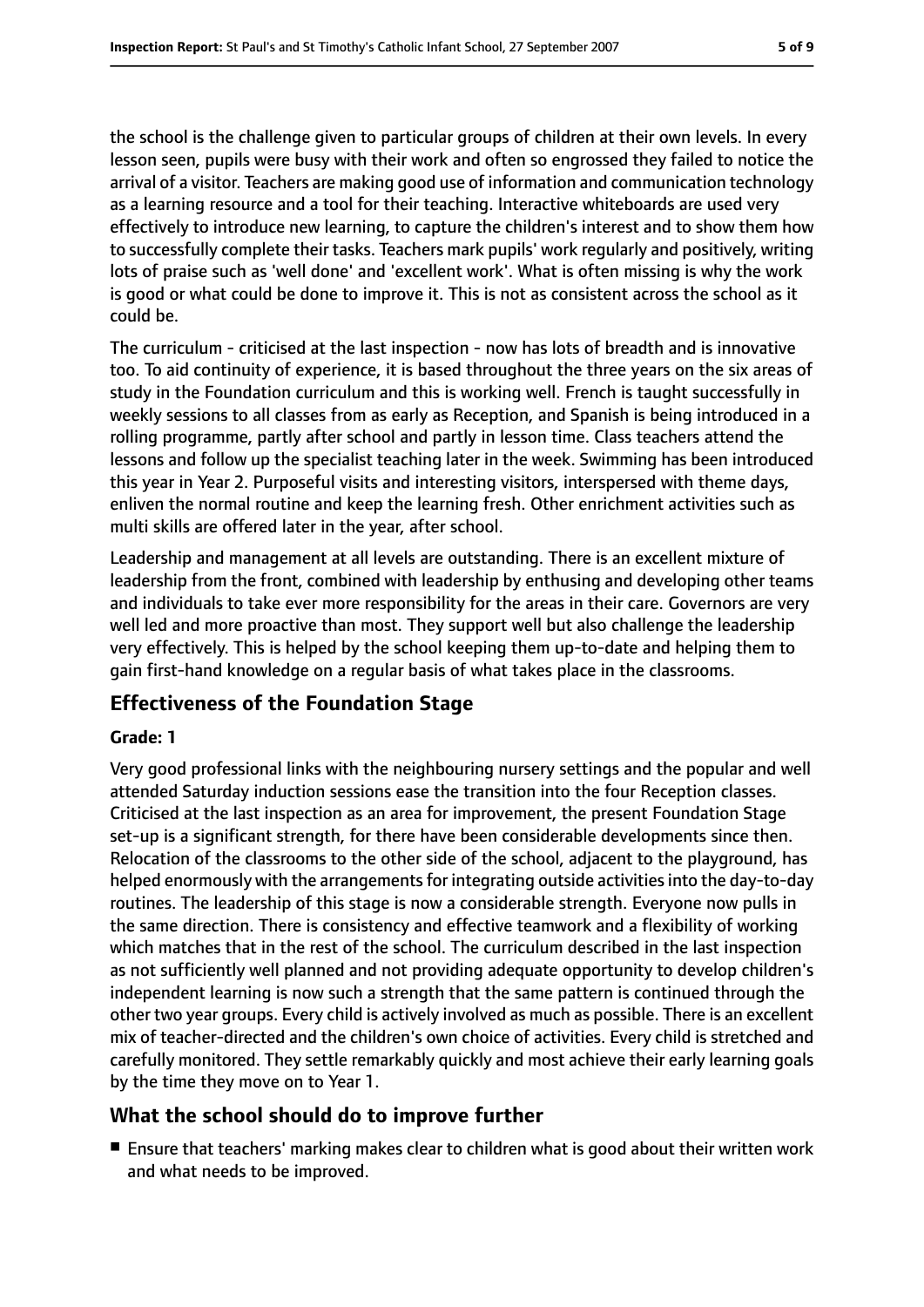the school is the challenge given to particular groups of children at their own levels. In every lesson seen, pupils were busy with their work and often so engrossed they failed to notice the arrival of a visitor. Teachers are making good use of information and communication technology as a learning resource and a tool for their teaching. Interactive whiteboards are used very effectively to introduce new learning, to capture the children's interest and to show them how to successfully complete their tasks. Teachers mark pupils' work regularly and positively, writing lots of praise such as 'well done' and 'excellent work'. What is often missing is why the work is good or what could be done to improve it. This is not as consistent across the school as it could be.

The curriculum - criticised at the last inspection - now has lots of breadth and is innovative too. To aid continuity of experience, it is based throughout the three years on the six areas of study in the Foundation curriculum and this is working well. French is taught successfully in weekly sessions to all classes from as early as Reception, and Spanish is being introduced in a rolling programme, partly after school and partly in lesson time. Class teachers attend the lessons and follow up the specialist teaching later in the week. Swimming has been introduced this year in Year 2. Purposeful visits and interesting visitors, interspersed with theme days, enliven the normal routine and keep the learning fresh. Other enrichment activities such as multi skills are offered later in the year, after school.

Leadership and management at all levels are outstanding. There is an excellent mixture of leadership from the front, combined with leadership by enthusing and developing other teams and individuals to take ever more responsibility for the areas in their care. Governors are very well led and more proactive than most. They support well but also challenge the leadership very effectively. This is helped by the school keeping them up-to-date and helping them to gain first-hand knowledge on a regular basis of what takes place in the classrooms.

## Effectiveness of the Foundation Stage

**Grade: 1**

Very good professional links with the neighbouring nursery settings and the popular and well attended Saturday induction sessions ease the transition into the four Reception classes. Criticised at the last inspection as an area for improvement, the present Foundation Stage set-up is a significant strength, for there have been considerable developments since then. Relocation of the classrooms to the other side of the school, adjacent to the playground, has helped enormously with the arrangements for integrating outside activities into the day-to-day routines. The leadership of this stage is now a considerable strength. Everyone now pulls in the same direction. There is consistency and effective teamwork and a flexibility of working which matches that in the rest of the school. The curriculum described in the last inspection as not sufficiently well planned and not providing adequate opportunity to develop children's independent learning is now such a strength that the same pattern is continued through the other two year groups. Every child is actively involved as much as possible. There is an excellent mix of teacher-directed and the children's own choice of activities. Every child is stretched and carefully monitored. They settle remarkably quickly and most achieve their early learning goals by the time they move on to Year 1.

## What the school should do to improve further

- Ensure that teachers' marking makes clear to children what is good about their written work and what needs to be improved.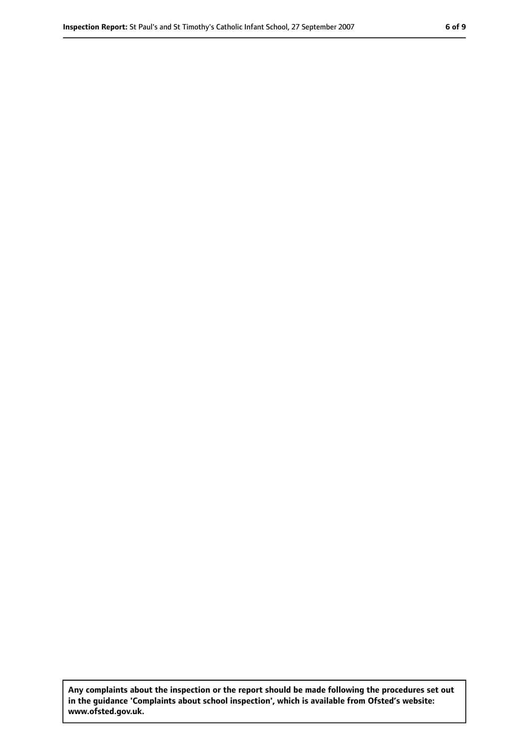**Any complaints about the inspection or the report should be made following the procedures set out in the guidance 'Complaints about school inspection', which is available from Ofsted's website: www.ofsted.gov.uk.**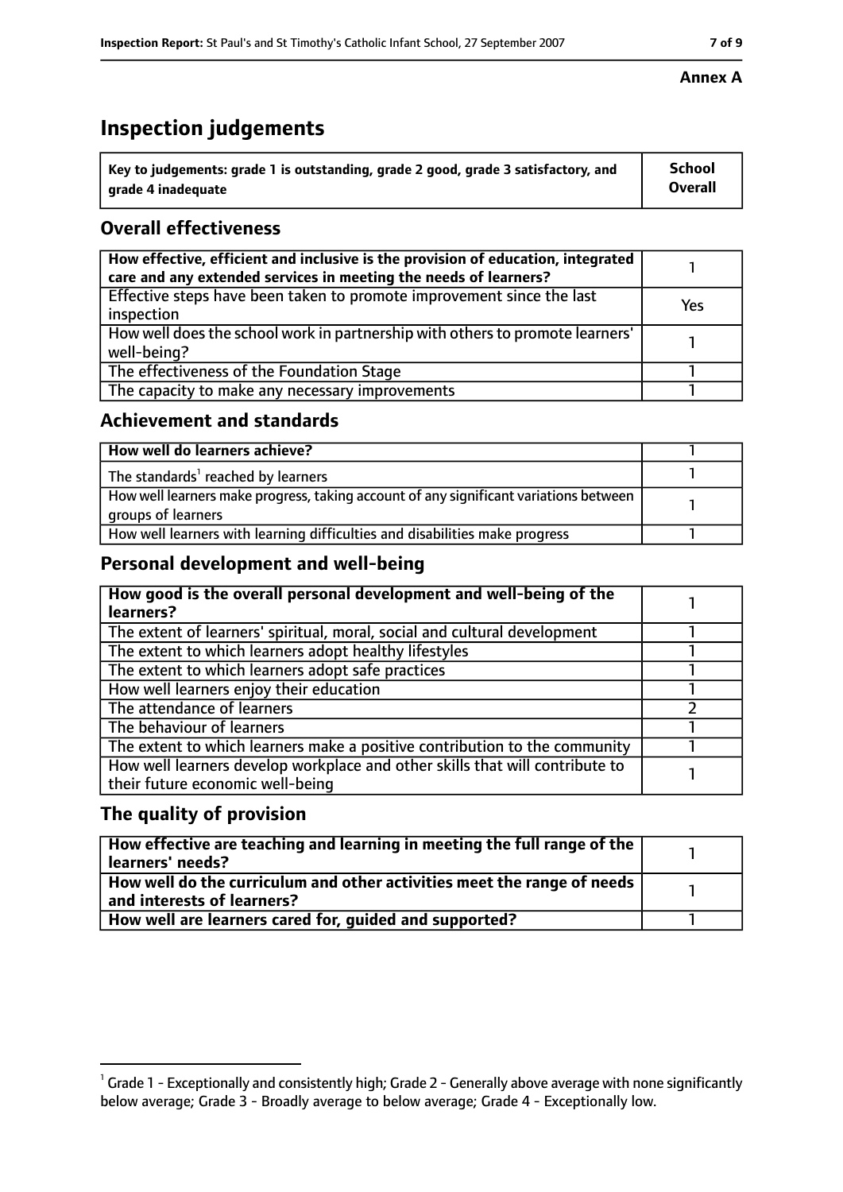**Annex A**

# Inspection judgements

| Key to judgements: grade 1 is outstanding, grade 2 good, grade 3 satisfactory, and grade 4 inadequate | School Overall |
|---|---|

## Overall effectiveness

| | |
|---|---|
| How effective, efficient and inclusive is the provision of education, integrated care and any extended services in meeting the needs of learners? | 1 |
| Effective steps have been taken to promote improvement since the last inspection | Yes |
| How well does the school work in partnership with others to promote learners' well-being? | 1 |
| The effectiveness of the Foundation Stage | 1 |
| The capacity to make any necessary improvements | 1 |

## Achievement and standards

| | |
|---|---|
| How well do learners achieve? | 1 |
| The standards[1] reached by learners | 1 |
| How well learners make progress, taking account of any significant variations between groups of learners | 1 |
| How well learners with learning difficulties and disabilities make progress | 1 |

## Personal development and well-being

| | |
|---|---|
| How good is the overall personal development and well-being of the learners? | 1 |
| The extent of learners' spiritual, moral, social and cultural development | 1 |
| The extent to which learners adopt healthy lifestyles | 1 |
| The extent to which learners adopt safe practices | 1 |
| How well learners enjoy their education | 1 |
| The attendance of learners | 2 |
| The behaviour of learners | 1 |
| The extent to which learners make a positive contribution to the community | 1 |
| How well learners develop workplace and other skills that will contribute to their future economic well-being | 1 |

## The quality of provision

| | |
|---|---|
| How effective are teaching and learning in meeting the full range of the learners' needs? | 1 |
| How well do the curriculum and other activities meet the range of needs and interests of learners? | 1 |
| How well are learners cared for, guided and supported? | 1 |

[1] Grade 1 - Exceptionally and consistently high; Grade 2 - Generally above average with none significantly below average; Grade 3 - Broadly average to below average; Grade 4 - Exceptionally low.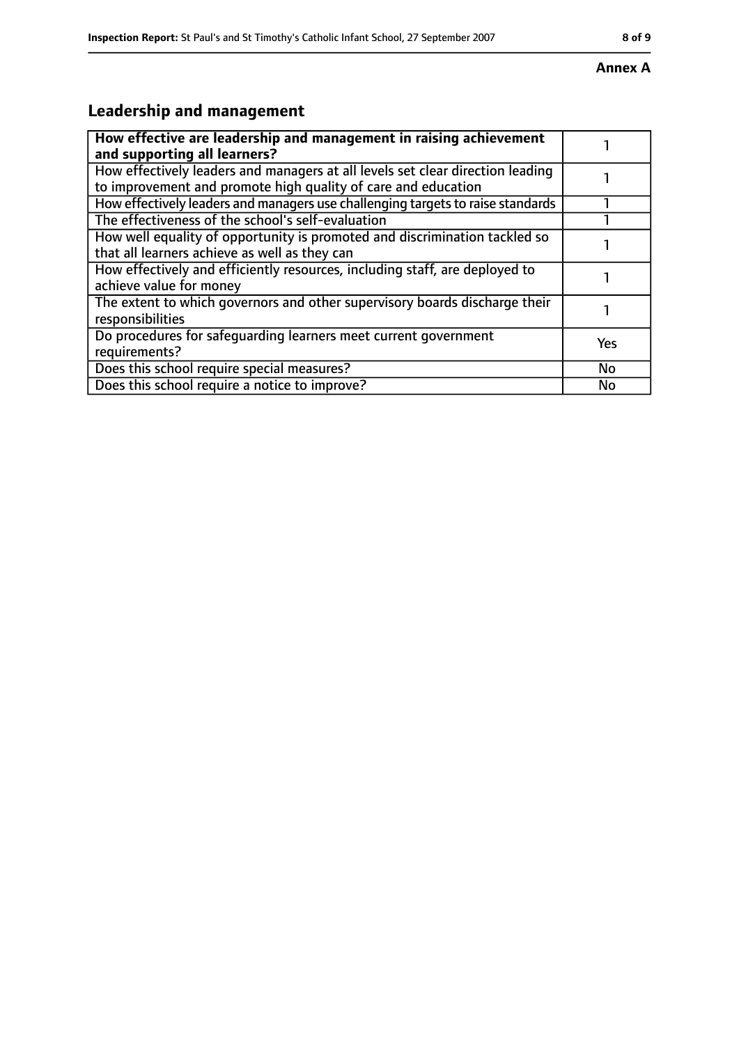**Annex A**

## Leadership and management

| **How effective are leadership and management in raising achievement and supporting all learners?** | 1 |
|---|---|
| How effectively leaders and managers at all levels set clear direction leading to improvement and promote high quality of care and education | 1 |
| How effectively leaders and managers use challenging targets to raise standards | 1 |
| The effectiveness of the school's self-evaluation | 1 |
| How well equality of opportunity is promoted and discrimination tackled so that all learners achieve as well as they can | 1 |
| How effectively and efficiently resources, including staff, are deployed to achieve value for money | 1 |
| The extent to which governors and other supervisory boards discharge their responsibilities | 1 |
| Do procedures for safeguarding learners meet current government requirements? | Yes |
| Does this school require special measures? | No |
| Does this school require a notice to improve? | No |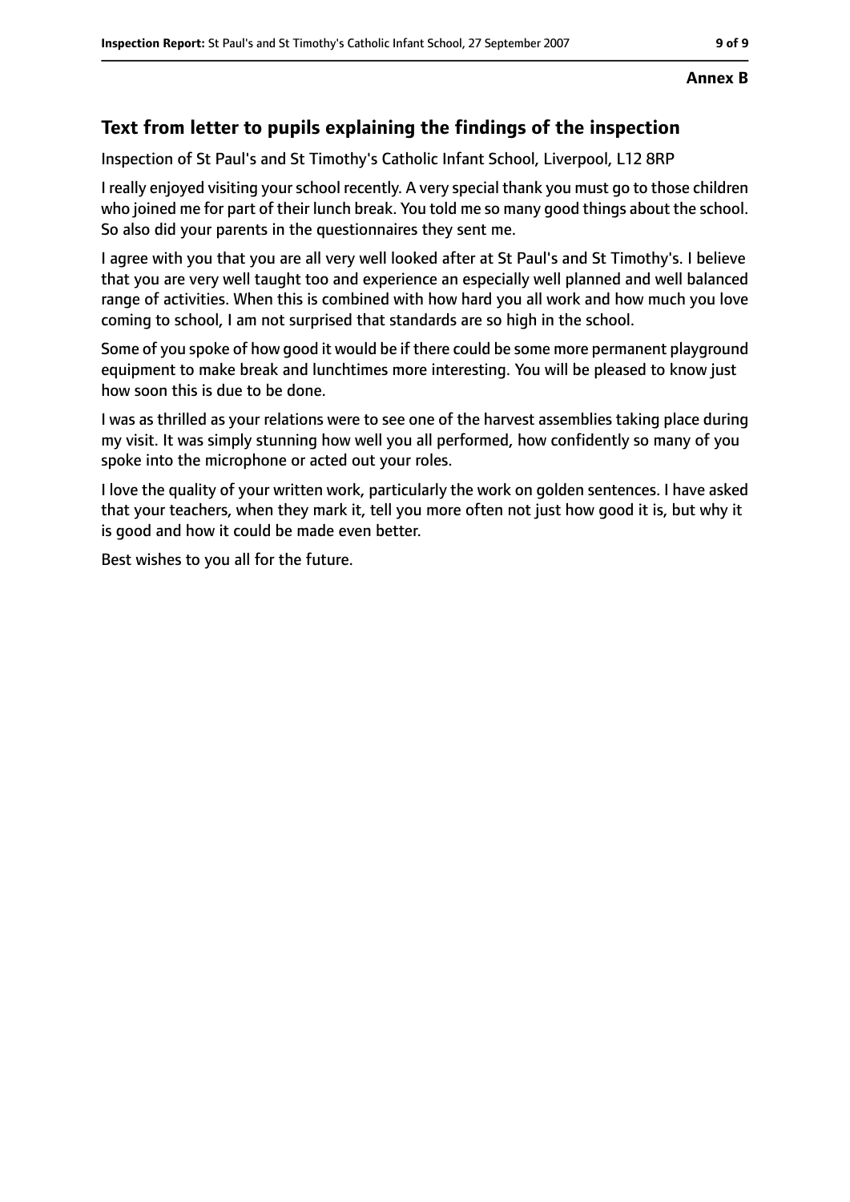**Annex B**

## Text from letter to pupils explaining the findings of the inspection

Inspection of St Paul's and St Timothy's Catholic Infant School, Liverpool, L12 8RP

I really enjoyed visiting your school recently. A very special thank you must go to those children who joined me for part of their lunch break. You told me so many good things about the school. So also did your parents in the questionnaires they sent me.

I agree with you that you are all very well looked after at St Paul's and St Timothy's. I believe that you are very well taught too and experience an especially well planned and well balanced range of activities. When this is combined with how hard you all work and how much you love coming to school, I am not surprised that standards are so high in the school.

Some of you spoke of how good it would be if there could be some more permanent playground equipment to make break and lunchtimes more interesting. You will be pleased to know just how soon this is due to be done.

I was as thrilled as your relations were to see one of the harvest assemblies taking place during my visit. It was simply stunning how well you all performed, how confidently so many of you spoke into the microphone or acted out your roles.

I love the quality of your written work, particularly the work on golden sentences. I have asked that your teachers, when they mark it, tell you more often not just how good it is, but why it is good and how it could be made even better.

Best wishes to you all for the future.